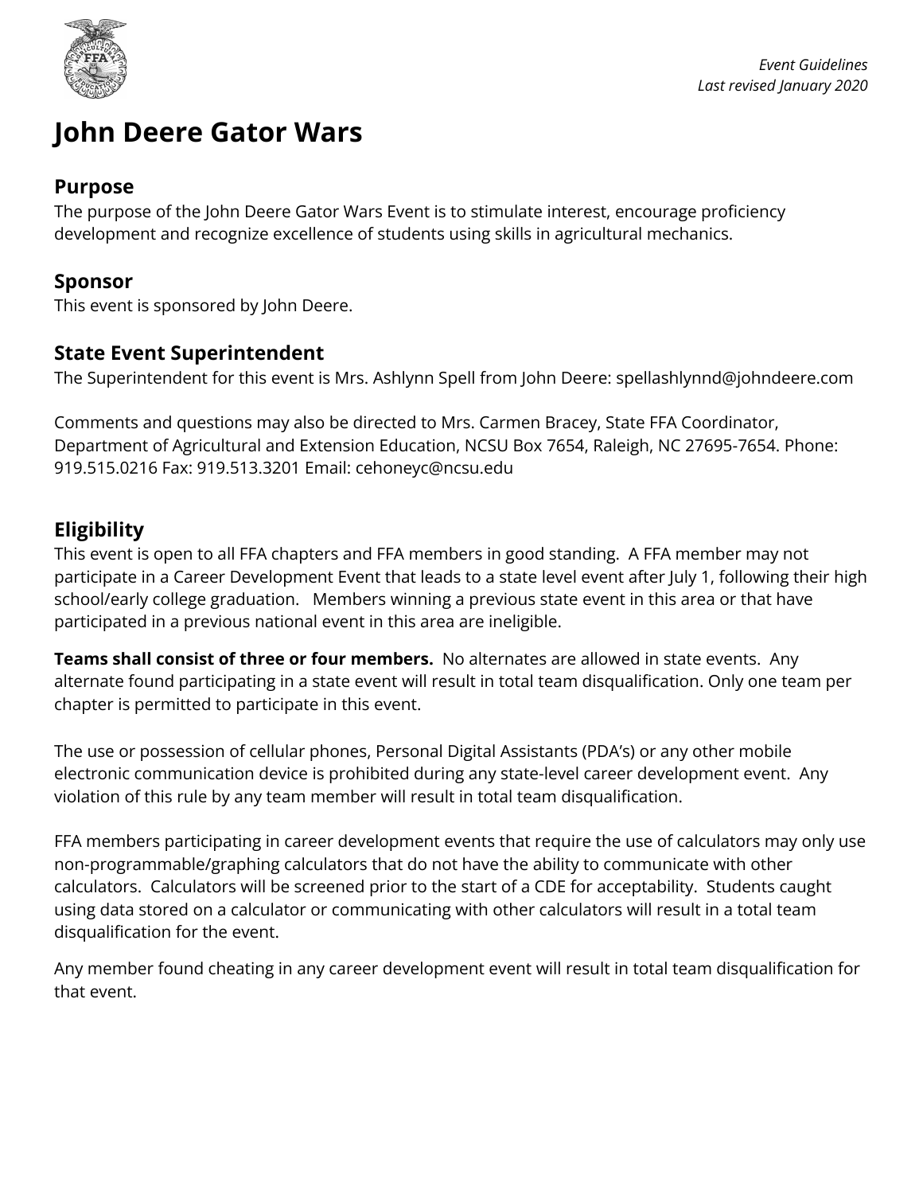*Event Guidelines*
*Last revised January 2020*

# John Deere Gator Wars

## Purpose

The purpose of the John Deere Gator Wars Event is to stimulate interest, encourage proficiency development and recognize excellence of students using skills in agricultural mechanics.

## Sponsor

This event is sponsored by John Deere.

## State Event Superintendent

The Superintendent for this event is Mrs. Ashlynn Spell from John Deere: spellashlynnd@johndeere.com

Comments and questions may also be directed to Mrs. Carmen Bracey, State FFA Coordinator, Department of Agricultural and Extension Education, NCSU Box 7654, Raleigh, NC 27695-7654. Phone: 919.515.0216 Fax: 919.513.3201 Email: cehoneyc@ncsu.edu

## Eligibility

This event is open to all FFA chapters and FFA members in good standing. A FFA member may not participate in a Career Development Event that leads to a state level event after July 1, following their high school/early college graduation. Members winning a previous state event in this area or that have participated in a previous national event in this area are ineligible.

**Teams shall consist of three or four members.** No alternates are allowed in state events. Any alternate found participating in a state event will result in total team disqualification. Only one team per chapter is permitted to participate in this event.

The use or possession of cellular phones, Personal Digital Assistants (PDA's) or any other mobile electronic communication device is prohibited during any state-level career development event. Any violation of this rule by any team member will result in total team disqualification.

FFA members participating in career development events that require the use of calculators may only use non-programmable/graphing calculators that do not have the ability to communicate with other calculators. Calculators will be screened prior to the start of a CDE for acceptability. Students caught using data stored on a calculator or communicating with other calculators will result in a total team disqualification for the event.

Any member found cheating in any career development event will result in total team disqualification for that event.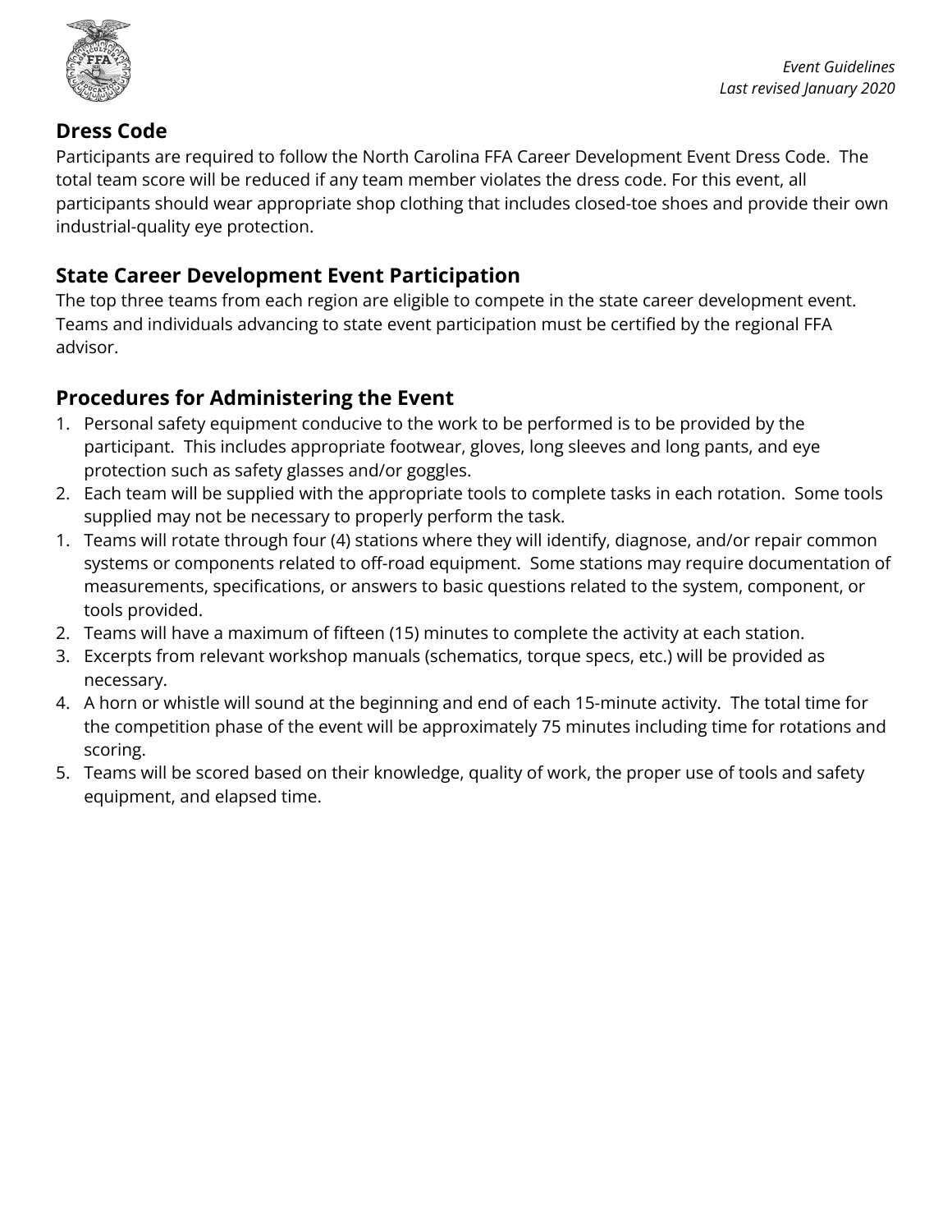## Dress Code

Participants are required to follow the North Carolina FFA Career Development Event Dress Code. The total team score will be reduced if any team member violates the dress code. For this event, all participants should wear appropriate shop clothing that includes closed-toe shoes and provide their own industrial-quality eye protection.

## State Career Development Event Participation

The top three teams from each region are eligible to compete in the state career development event. Teams and individuals advancing to state event participation must be certified by the regional FFA advisor.

## Procedures for Administering the Event

1. Personal safety equipment conducive to the work to be performed is to be provided by the participant. This includes appropriate footwear, gloves, long sleeves and long pants, and eye protection such as safety glasses and/or goggles.
2. Each team will be supplied with the appropriate tools to complete tasks in each rotation. Some tools supplied may not be necessary to properly perform the task.
1. Teams will rotate through four (4) stations where they will identify, diagnose, and/or repair common systems or components related to off-road equipment. Some stations may require documentation of measurements, specifications, or answers to basic questions related to the system, component, or tools provided.
2. Teams will have a maximum of fifteen (15) minutes to complete the activity at each station.
3. Excerpts from relevant workshop manuals (schematics, torque specs, etc.) will be provided as necessary.
4. A horn or whistle will sound at the beginning and end of each 15-minute activity. The total time for the competition phase of the event will be approximately 75 minutes including time for rotations and scoring.
5. Teams will be scored based on their knowledge, quality of work, the proper use of tools and safety equipment, and elapsed time.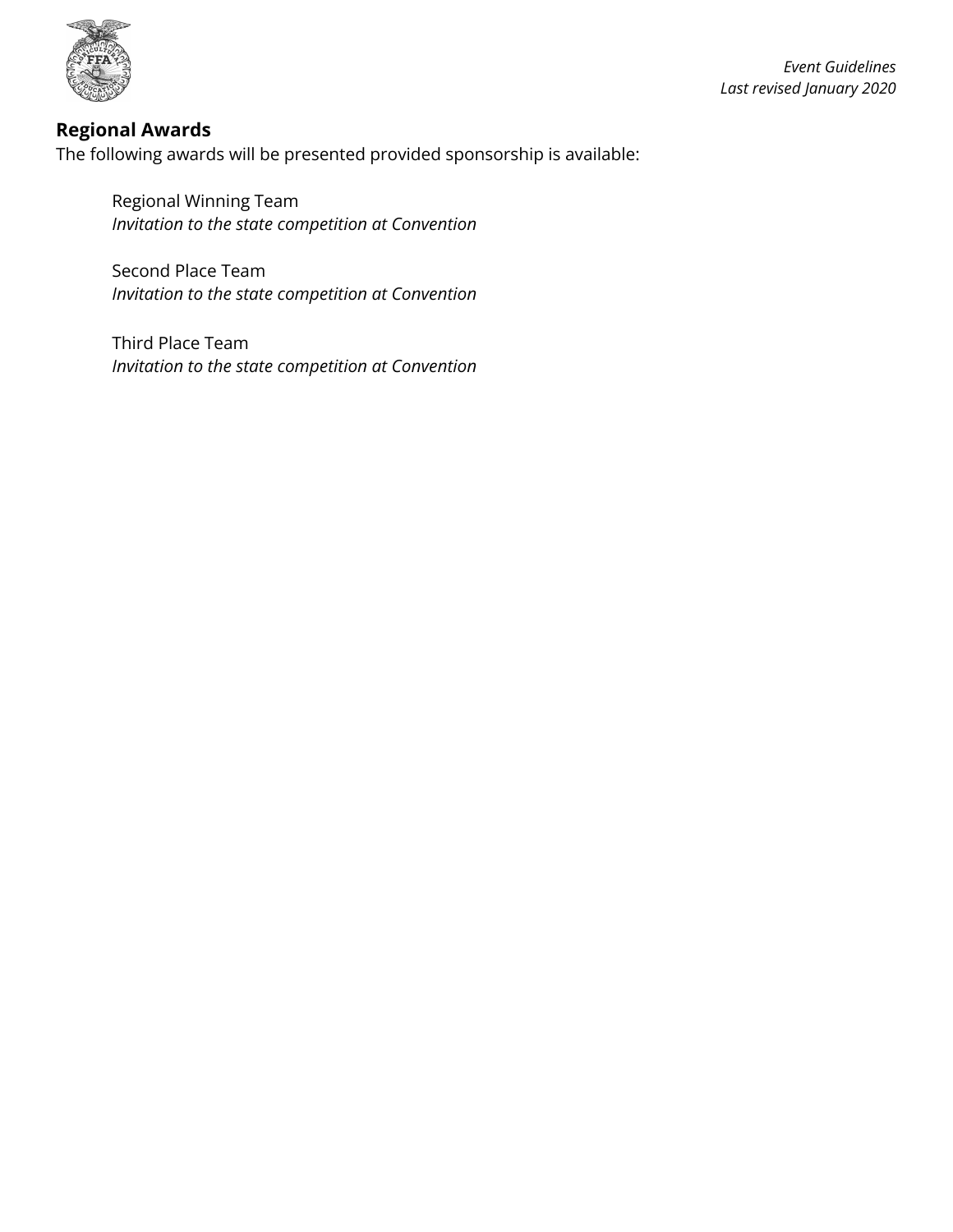## Regional Awards

The following awards will be presented provided sponsorship is available:

Regional Winning Team
*Invitation to the state competition at Convention*

Second Place Team
*Invitation to the state competition at Convention*

Third Place Team
*Invitation to the state competition at Convention*